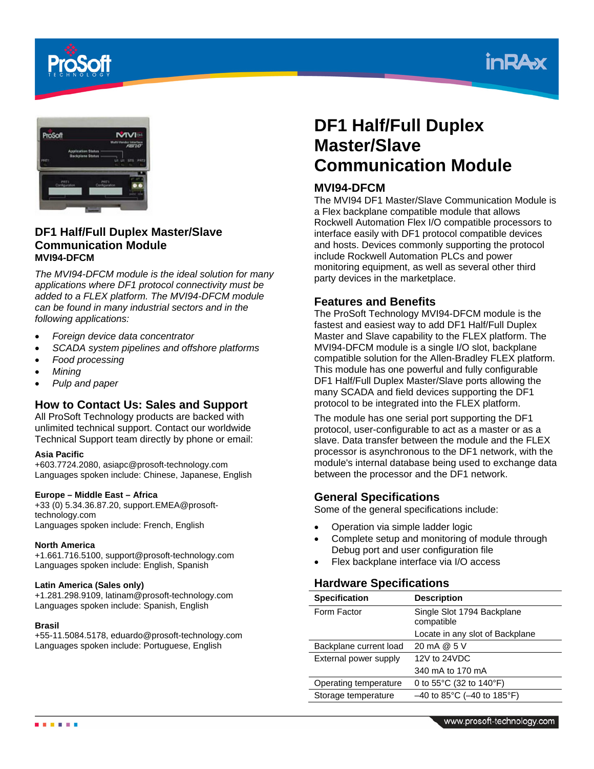## DF1 Half/Full Duplex Master/Slave Communication Module

**MVI94-DFCM**

*The MVI94-DFCM module is the ideal solution for many applications where DF1 protocol connectivity must be added to a FLEX platform. The MVI94-DFCM module can be found in many industrial sectors and in the following applications:*

- *Foreign device data concentrator*
- *SCADA system pipelines and offshore platforms*
- *Food processing*
- *Mining*
- *Pulp and paper*

## How to Contact Us: Sales and Support

All ProSoft Technology products are backed with unlimited technical support. Contact our worldwide Technical Support team directly by phone or email:

**Asia Pacific**
+603.7724.2080, asiapc@prosoft-technology.com
Languages spoken include: Chinese, Japanese, English

**Europe – Middle East – Africa**
+33 (0) 5.34.36.87.20, support.EMEA@prosoft-technology.com
Languages spoken include: French, English

**North America**
+1.661.716.5100, support@prosoft-technology.com
Languages spoken include: English, Spanish

**Latin America (Sales only)**
+1.281.298.9109, latinam@prosoft-technology.com
Languages spoken include: Spanish, English

**Brasil**
+55-11.5084.5178, eduardo@prosoft-technology.com
Languages spoken include: Portuguese, English

# DF1 Half/Full Duplex Master/Slave Communication Module

## MVI94-DFCM

The MVI94 DF1 Master/Slave Communication Module is a Flex backplane compatible module that allows Rockwell Automation Flex I/O compatible processors to interface easily with DF1 protocol compatible devices and hosts. Devices commonly supporting the protocol include Rockwell Automation PLCs and power monitoring equipment, as well as several other third party devices in the marketplace.

## Features and Benefits

The ProSoft Technology MVI94-DFCM module is the fastest and easiest way to add DF1 Half/Full Duplex Master and Slave capability to the FLEX platform. The MVI94-DFCM module is a single I/O slot, backplane compatible solution for the Allen-Bradley FLEX platform. This module has one powerful and fully configurable DF1 Half/Full Duplex Master/Slave ports allowing the many SCADA and field devices supporting the DF1 protocol to be integrated into the FLEX platform.

The module has one serial port supporting the DF1 protocol, user-configurable to act as a master or as a slave. Data transfer between the module and the FLEX processor is asynchronous to the DF1 network, with the module's internal database being used to exchange data between the processor and the DF1 network.

## General Specifications

Some of the general specifications include:

- Operation via simple ladder logic
- Complete setup and monitoring of module through Debug port and user configuration file
- Flex backplane interface via I/O access

## Hardware Specifications

| Specification | Description |
|---|---|
| Form Factor | Single Slot 1794 Backplane compatible |
| | Locate in any slot of Backplane |
| Backplane current load | 20 mA @ 5 V |
| External power supply | 12V to 24VDC |
| | 340 mA to 170 mA |
| Operating temperature | 0 to 55°C (32 to 140°F) |
| Storage temperature | –40 to 85°C (–40 to 185°F) |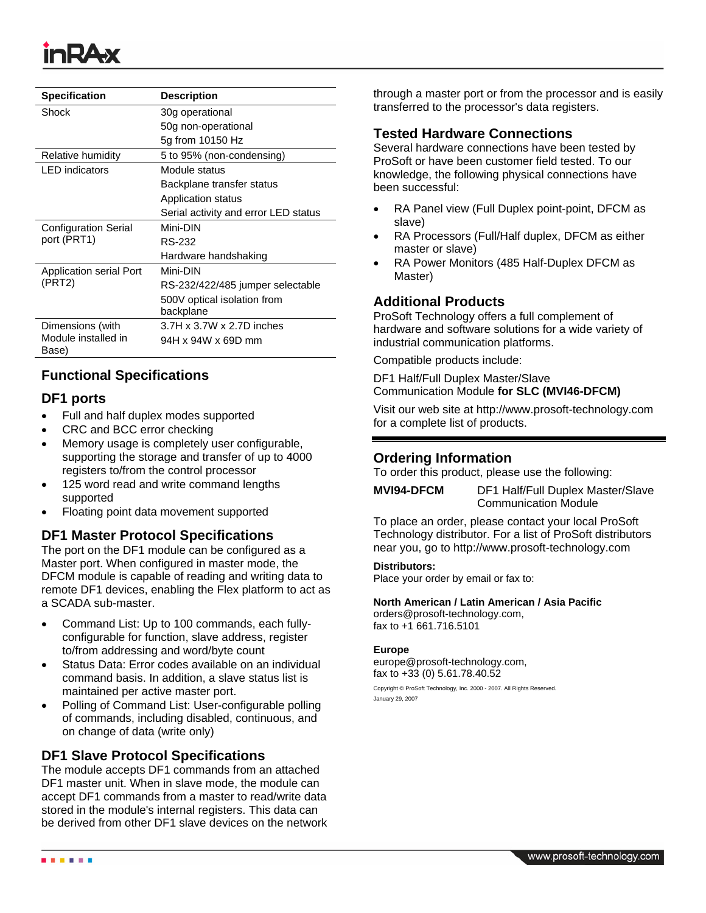| Specification | Description |
|---|---|
| Shock | 30g operational<br>50g non-operational<br>5g from 10150 Hz |
| Relative humidity | 5 to 95% (non-condensing) |
| LED indicators | Module status<br>Backplane transfer status<br>Application status<br>Serial activity and error LED status |
| Configuration Serial port (PRT1) | Mini-DIN<br>RS-232<br>Hardware handshaking |
| Application serial Port (PRT2) | Mini-DIN<br>RS-232/422/485 jumper selectable<br>500V optical isolation from backplane |
| Dimensions (with Module installed in Base) | 3.7H x 3.7W x 2.7D inches<br>94H x 94W x 69D mm |

## Functional Specifications

### DF1 ports

- Full and half duplex modes supported
- CRC and BCC error checking
- Memory usage is completely user configurable, supporting the storage and transfer of up to 4000 registers to/from the control processor
- 125 word read and write command lengths supported
- Floating point data movement supported

### DF1 Master Protocol Specifications

The port on the DF1 module can be configured as a Master port. When configured in master mode, the DFCM module is capable of reading and writing data to remote DF1 devices, enabling the Flex platform to act as a SCADA sub-master.

- Command List: Up to 100 commands, each fully-configurable for function, slave address, register to/from addressing and word/byte count
- Status Data: Error codes available on an individual command basis. In addition, a slave status list is maintained per active master port.
- Polling of Command List: User-configurable polling of commands, including disabled, continuous, and on change of data (write only)

### DF1 Slave Protocol Specifications

The module accepts DF1 commands from an attached DF1 master unit. When in slave mode, the module can accept DF1 commands from a master to read/write data stored in the module's internal registers. This data can be derived from other DF1 slave devices on the network through a master port or from the processor and is easily transferred to the processor's data registers.

### Tested Hardware Connections

Several hardware connections have been tested by ProSoft or have been customer field tested. To our knowledge, the following physical connections have been successful:

- RA Panel view (Full Duplex point-point, DFCM as slave)
- RA Processors (Full/Half duplex, DFCM as either master or slave)
- RA Power Monitors (485 Half-Duplex DFCM as Master)

### Additional Products

ProSoft Technology offers a full complement of hardware and software solutions for a wide variety of industrial communication platforms.

Compatible products include:

DF1 Half/Full Duplex Master/Slave Communication Module **for SLC (MVI46-DFCM)**

Visit our web site at http://www.prosoft-technology.com for a complete list of products.

### Ordering Information

To order this product, please use the following:

**MVI94-DFCM** DF1 Half/Full Duplex Master/Slave Communication Module

To place an order, please contact your local ProSoft Technology distributor. For a list of ProSoft distributors near you, go to http://www.prosoft-technology.com

**Distributors:**
Place your order by email or fax to:

**North American / Latin American / Asia Pacific**
orders@prosoft-technology.com,
fax to +1 661.716.5101

**Europe**
europe@prosoft-technology.com,
fax to +33 (0) 5.61.78.40.52

Copyright © ProSoft Technology, Inc. 2000 - 2007. All Rights Reserved.
January 29, 2007